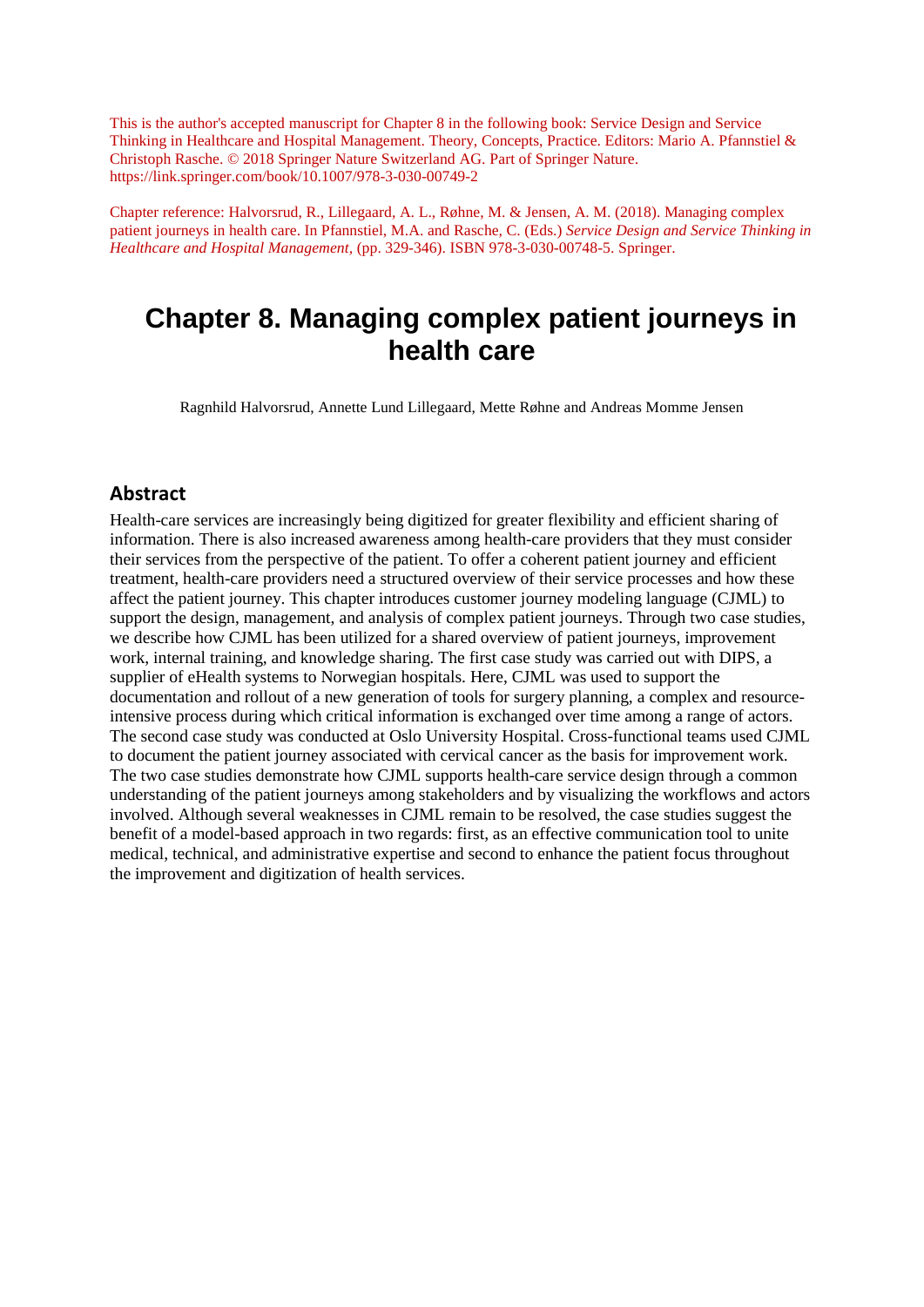This is the author's accepted manuscript for Chapter 8 in the following book: Service Design and Service Thinking in Healthcare and Hospital Management. Theory, Concepts, Practice. Editors: Mario A. Pfannstiel & Christoph Rasche. © 2018 Springer Nature Switzerland AG. Part of Springer Nature. https://link.springer.com/book/10.1007/978-3-030-00749-2

Chapter reference: Halvorsrud, R., Lillegaard, A. L., Røhne, M. & Jensen, A. M. (2018). Managing complex patient journeys in health care. In Pfannstiel, M.A. and Rasche, C. (Eds.) *Service Design and Service Thinking in Healthcare and Hospital Management*, (pp. 329-346). ISBN 978-3-030-00748-5. Springer.

# Chapter 8. Managing complex patient journeys in health care

Ragnhild Halvorsrud, Annette Lund Lillegaard, Mette Røhne and Andreas Momme Jensen

## Abstract

Health-care services are increasingly being digitized for greater flexibility and efficient sharing of information. There is also increased awareness among health-care providers that they must consider their services from the perspective of the patient. To offer a coherent patient journey and efficient treatment, health-care providers need a structured overview of their service processes and how these affect the patient journey. This chapter introduces customer journey modeling language (CJML) to support the design, management, and analysis of complex patient journeys. Through two case studies, we describe how CJML has been utilized for a shared overview of patient journeys, improvement work, internal training, and knowledge sharing. The first case study was carried out with DIPS, a supplier of eHealth systems to Norwegian hospitals. Here, CJML was used to support the documentation and rollout of a new generation of tools for surgery planning, a complex and resource-intensive process during which critical information is exchanged over time among a range of actors. The second case study was conducted at Oslo University Hospital. Cross-functional teams used CJML to document the patient journey associated with cervical cancer as the basis for improvement work. The two case studies demonstrate how CJML supports health-care service design through a common understanding of the patient journeys among stakeholders and by visualizing the workflows and actors involved. Although several weaknesses in CJML remain to be resolved, the case studies suggest the benefit of a model-based approach in two regards: first, as an effective communication tool to unite medical, technical, and administrative expertise and second to enhance the patient focus throughout the improvement and digitization of health services.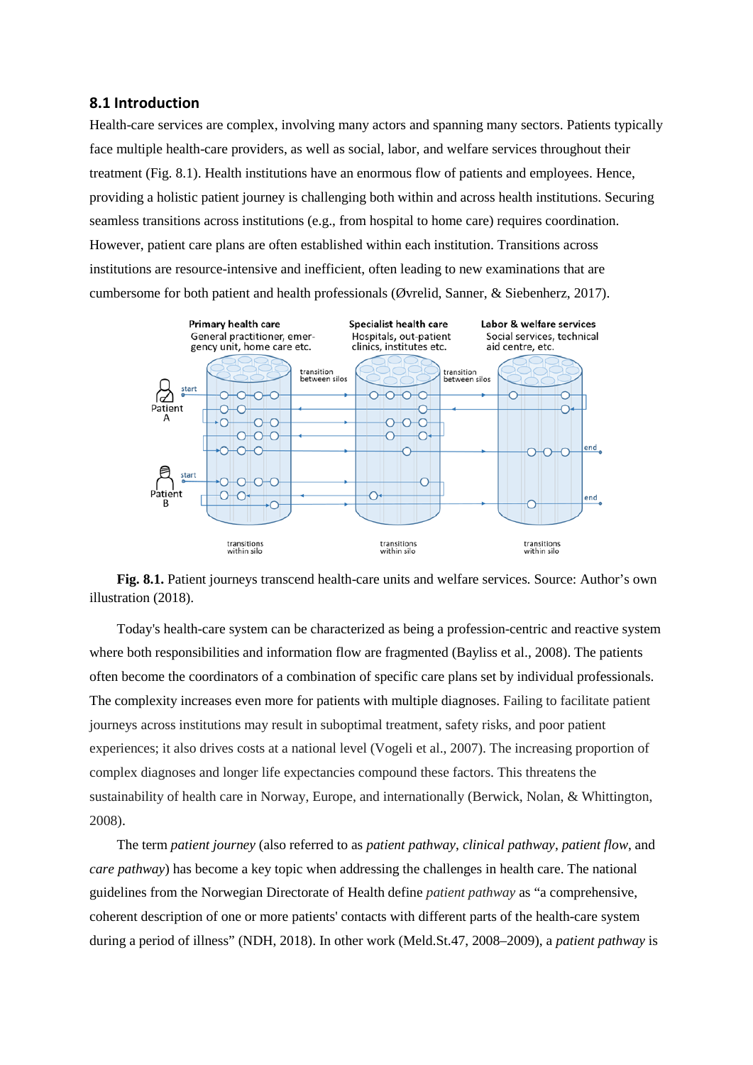## 8.1 Introduction

Health-care services are complex, involving many actors and spanning many sectors. Patients typically face multiple health-care providers, as well as social, labor, and welfare services throughout their treatment (Fig. 8.1). Health institutions have an enormous flow of patients and employees. Hence, providing a holistic patient journey is challenging both within and across health institutions. Securing seamless transitions across institutions (e.g., from hospital to home care) requires coordination. However, patient care plans are often established within each institution. Transitions across institutions are resource-intensive and inefficient, often leading to new examinations that are cumbersome for both patient and health professionals (Øvrelid, Sanner, & Siebenherz, 2017).

**Fig. 8.1.** Patient journeys transcend health-care units and welfare services. Source: Author's own illustration (2018).

Today's health-care system can be characterized as being a profession-centric and reactive system where both responsibilities and information flow are fragmented (Bayliss et al., 2008). The patients often become the coordinators of a combination of specific care plans set by individual professionals. The complexity increases even more for patients with multiple diagnoses. Failing to facilitate patient journeys across institutions may result in suboptimal treatment, safety risks, and poor patient experiences; it also drives costs at a national level (Vogeli et al., 2007). The increasing proportion of complex diagnoses and longer life expectancies compound these factors. This threatens the sustainability of health care in Norway, Europe, and internationally (Berwick, Nolan, & Whittington, 2008).

The term *patient journey* (also referred to as *patient pathway*, *clinical pathway*, *patient flow*, and *care pathway*) has become a key topic when addressing the challenges in health care. The national guidelines from the Norwegian Directorate of Health define *patient pathway* as "a comprehensive, coherent description of one or more patients' contacts with different parts of the health-care system during a period of illness" (NDH, 2018). In other work (Meld.St.47, 2008–2009), a *patient pathway* is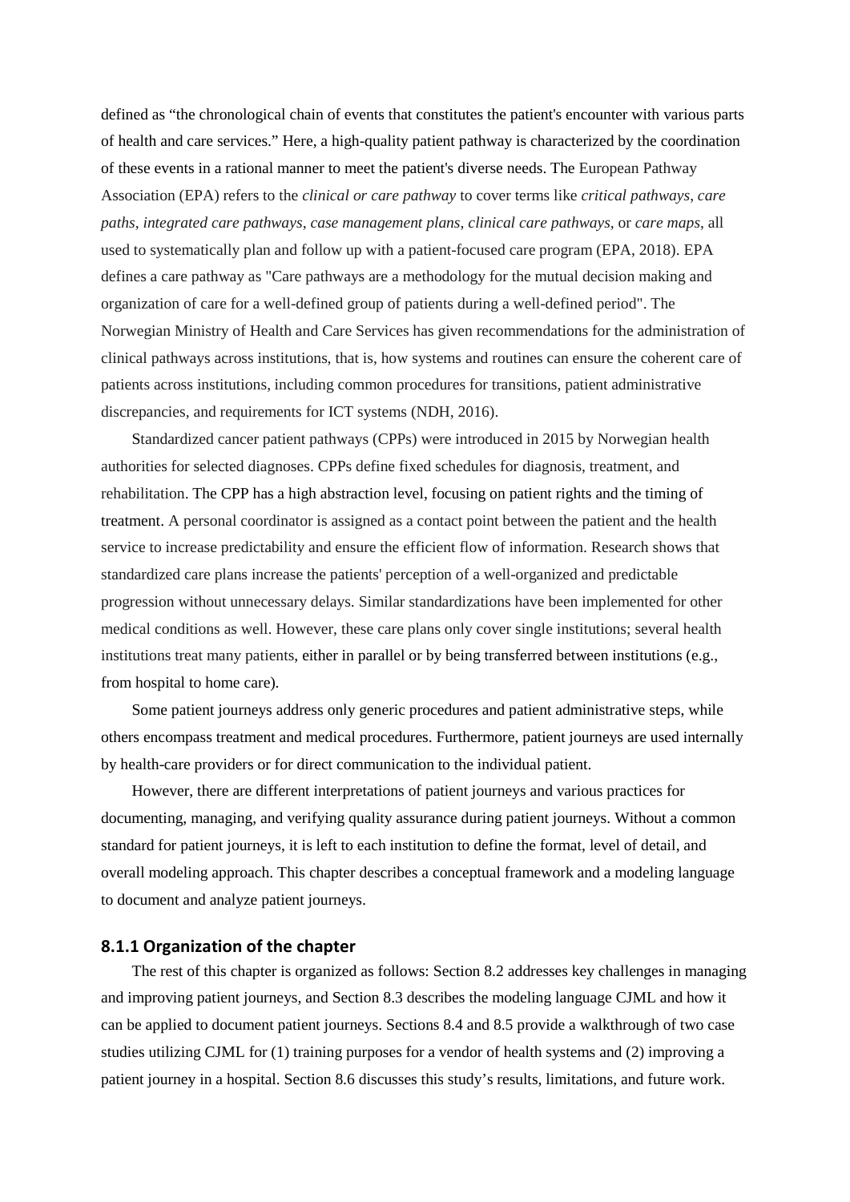defined as “the chronological chain of events that constitutes the patient's encounter with various parts of health and care services.” Here, a high-quality patient pathway is characterized by the coordination of these events in a rational manner to meet the patient's diverse needs. The European Pathway Association (EPA) refers to the *clinical or care pathway* to cover terms like *critical pathways*, *care paths*, *integrated care pathways*, *case management plans*, *clinical care pathways*, or *care maps*, all used to systematically plan and follow up with a patient-focused care program (EPA, 2018). EPA defines a care pathway as "Care pathways are a methodology for the mutual decision making and organization of care for a well-defined group of patients during a well-defined period". The Norwegian Ministry of Health and Care Services has given recommendations for the administration of clinical pathways across institutions, that is, how systems and routines can ensure the coherent care of patients across institutions, including common procedures for transitions, patient administrative discrepancies, and requirements for ICT systems (NDH, 2016).

Standardized cancer patient pathways (CPPs) were introduced in 2015 by Norwegian health authorities for selected diagnoses. CPPs define fixed schedules for diagnosis, treatment, and rehabilitation. The CPP has a high abstraction level, focusing on patient rights and the timing of treatment. A personal coordinator is assigned as a contact point between the patient and the health service to increase predictability and ensure the efficient flow of information. Research shows that standardized care plans increase the patients' perception of a well-organized and predictable progression without unnecessary delays. Similar standardizations have been implemented for other medical conditions as well. However, these care plans only cover single institutions; several health institutions treat many patients, either in parallel or by being transferred between institutions (e.g., from hospital to home care).

Some patient journeys address only generic procedures and patient administrative steps, while others encompass treatment and medical procedures. Furthermore, patient journeys are used internally by health-care providers or for direct communication to the individual patient.

However, there are different interpretations of patient journeys and various practices for documenting, managing, and verifying quality assurance during patient journeys. Without a common standard for patient journeys, it is left to each institution to define the format, level of detail, and overall modeling approach. This chapter describes a conceptual framework and a modeling language to document and analyze patient journeys.

### 8.1.1 Organization of the chapter

The rest of this chapter is organized as follows: Section 8.2 addresses key challenges in managing and improving patient journeys, and Section 8.3 describes the modeling language CJML and how it can be applied to document patient journeys. Sections 8.4 and 8.5 provide a walkthrough of two case studies utilizing CJML for (1) training purposes for a vendor of health systems and (2) improving a patient journey in a hospital. Section 8.6 discusses this study’s results, limitations, and future work.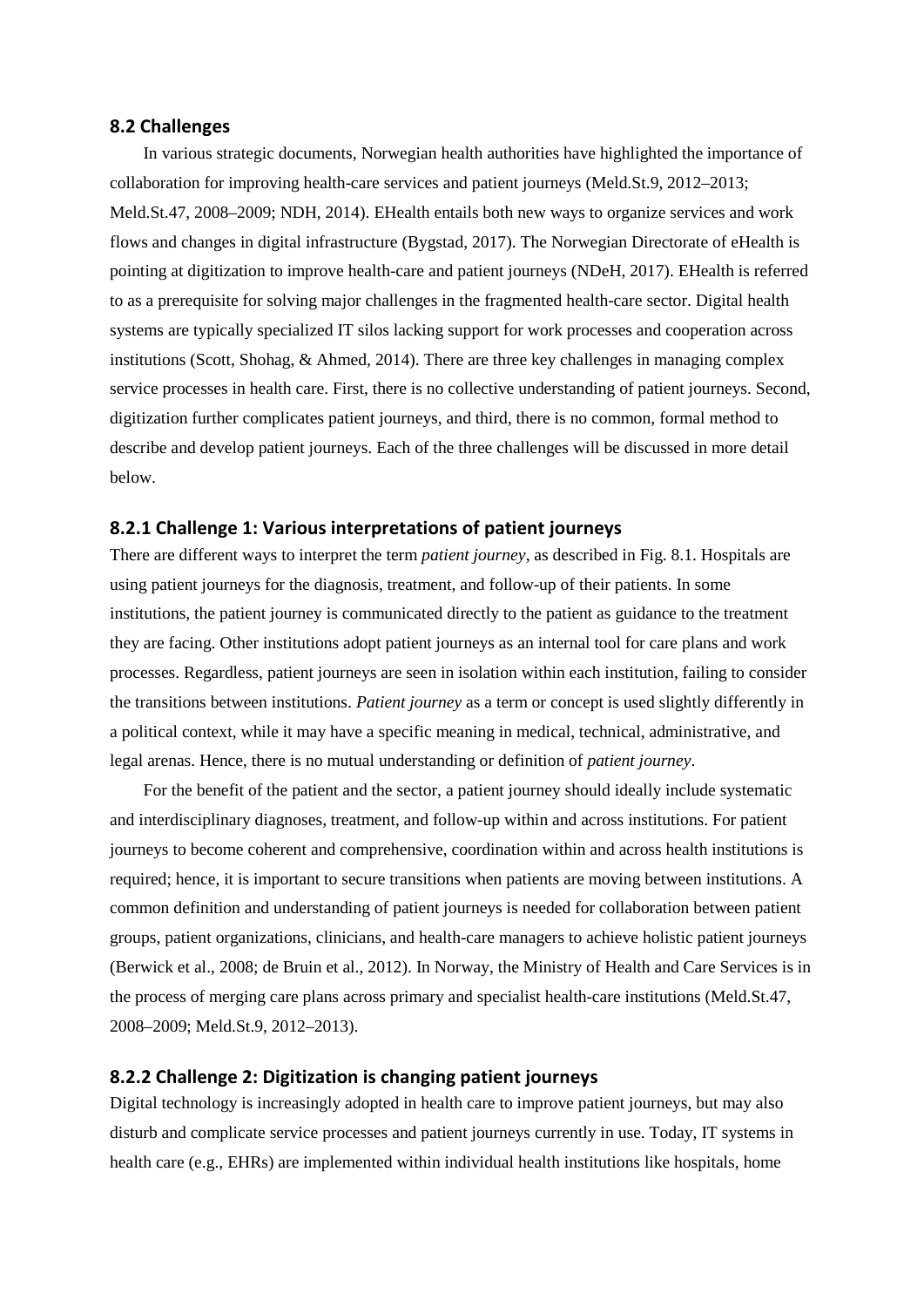## 8.2 Challenges

In various strategic documents, Norwegian health authorities have highlighted the importance of collaboration for improving health-care services and patient journeys (Meld.St.9, 2012–2013; Meld.St.47, 2008–2009; NDH, 2014). EHealth entails both new ways to organize services and work flows and changes in digital infrastructure (Bygstad, 2017). The Norwegian Directorate of eHealth is pointing at digitization to improve health-care and patient journeys (NDeH, 2017). EHealth is referred to as a prerequisite for solving major challenges in the fragmented health-care sector. Digital health systems are typically specialized IT silos lacking support for work processes and cooperation across institutions (Scott, Shohag, & Ahmed, 2014). There are three key challenges in managing complex service processes in health care. First, there is no collective understanding of patient journeys. Second, digitization further complicates patient journeys, and third, there is no common, formal method to describe and develop patient journeys. Each of the three challenges will be discussed in more detail below.

### 8.2.1 Challenge 1: Various interpretations of patient journeys

There are different ways to interpret the term *patient journey*, as described in Fig. 8.1. Hospitals are using patient journeys for the diagnosis, treatment, and follow-up of their patients. In some institutions, the patient journey is communicated directly to the patient as guidance to the treatment they are facing. Other institutions adopt patient journeys as an internal tool for care plans and work processes. Regardless, patient journeys are seen in isolation within each institution, failing to consider the transitions between institutions. *Patient journey* as a term or concept is used slightly differently in a political context, while it may have a specific meaning in medical, technical, administrative, and legal arenas. Hence, there is no mutual understanding or definition of *patient journey*.

For the benefit of the patient and the sector, a patient journey should ideally include systematic and interdisciplinary diagnoses, treatment, and follow-up within and across institutions. For patient journeys to become coherent and comprehensive, coordination within and across health institutions is required; hence, it is important to secure transitions when patients are moving between institutions. A common definition and understanding of patient journeys is needed for collaboration between patient groups, patient organizations, clinicians, and health-care managers to achieve holistic patient journeys (Berwick et al., 2008; de Bruin et al., 2012). In Norway, the Ministry of Health and Care Services is in the process of merging care plans across primary and specialist health-care institutions (Meld.St.47, 2008–2009; Meld.St.9, 2012–2013).

### 8.2.2 Challenge 2: Digitization is changing patient journeys

Digital technology is increasingly adopted in health care to improve patient journeys, but may also disturb and complicate service processes and patient journeys currently in use. Today, IT systems in health care (e.g., EHRs) are implemented within individual health institutions like hospitals, home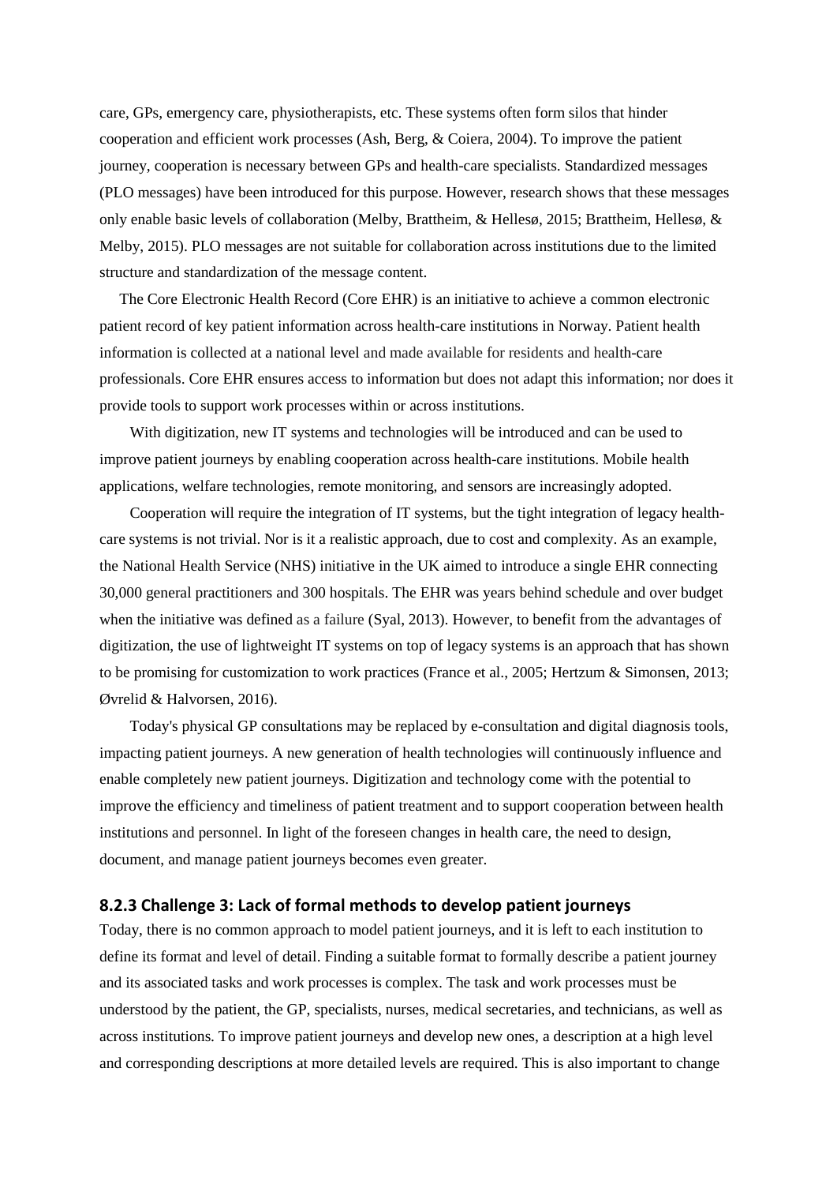care, GPs, emergency care, physiotherapists, etc. These systems often form silos that hinder cooperation and efficient work processes (Ash, Berg, & Coiera, 2004). To improve the patient journey, cooperation is necessary between GPs and health-care specialists. Standardized messages (PLO messages) have been introduced for this purpose. However, research shows that these messages only enable basic levels of collaboration (Melby, Brattheim, & Hellesø, 2015; Brattheim, Hellesø, & Melby, 2015). PLO messages are not suitable for collaboration across institutions due to the limited structure and standardization of the message content.

The Core Electronic Health Record (Core EHR) is an initiative to achieve a common electronic patient record of key patient information across health-care institutions in Norway. Patient health information is collected at a national level and made available for residents and health-care professionals. Core EHR ensures access to information but does not adapt this information; nor does it provide tools to support work processes within or across institutions.

With digitization, new IT systems and technologies will be introduced and can be used to improve patient journeys by enabling cooperation across health-care institutions. Mobile health applications, welfare technologies, remote monitoring, and sensors are increasingly adopted.

Cooperation will require the integration of IT systems, but the tight integration of legacy health-care systems is not trivial. Nor is it a realistic approach, due to cost and complexity. As an example, the National Health Service (NHS) initiative in the UK aimed to introduce a single EHR connecting 30,000 general practitioners and 300 hospitals. The EHR was years behind schedule and over budget when the initiative was defined as a failure (Syal, 2013). However, to benefit from the advantages of digitization, the use of lightweight IT systems on top of legacy systems is an approach that has shown to be promising for customization to work practices (France et al., 2005; Hertzum & Simonsen, 2013; Øvrelid & Halvorsen, 2016).

Today's physical GP consultations may be replaced by e-consultation and digital diagnosis tools, impacting patient journeys. A new generation of health technologies will continuously influence and enable completely new patient journeys. Digitization and technology come with the potential to improve the efficiency and timeliness of patient treatment and to support cooperation between health institutions and personnel. In light of the foreseen changes in health care, the need to design, document, and manage patient journeys becomes even greater.

### 8.2.3 Challenge 3: Lack of formal methods to develop patient journeys

Today, there is no common approach to model patient journeys, and it is left to each institution to define its format and level of detail. Finding a suitable format to formally describe a patient journey and its associated tasks and work processes is complex. The task and work processes must be understood by the patient, the GP, specialists, nurses, medical secretaries, and technicians, as well as across institutions. To improve patient journeys and develop new ones, a description at a high level and corresponding descriptions at more detailed levels are required. This is also important to change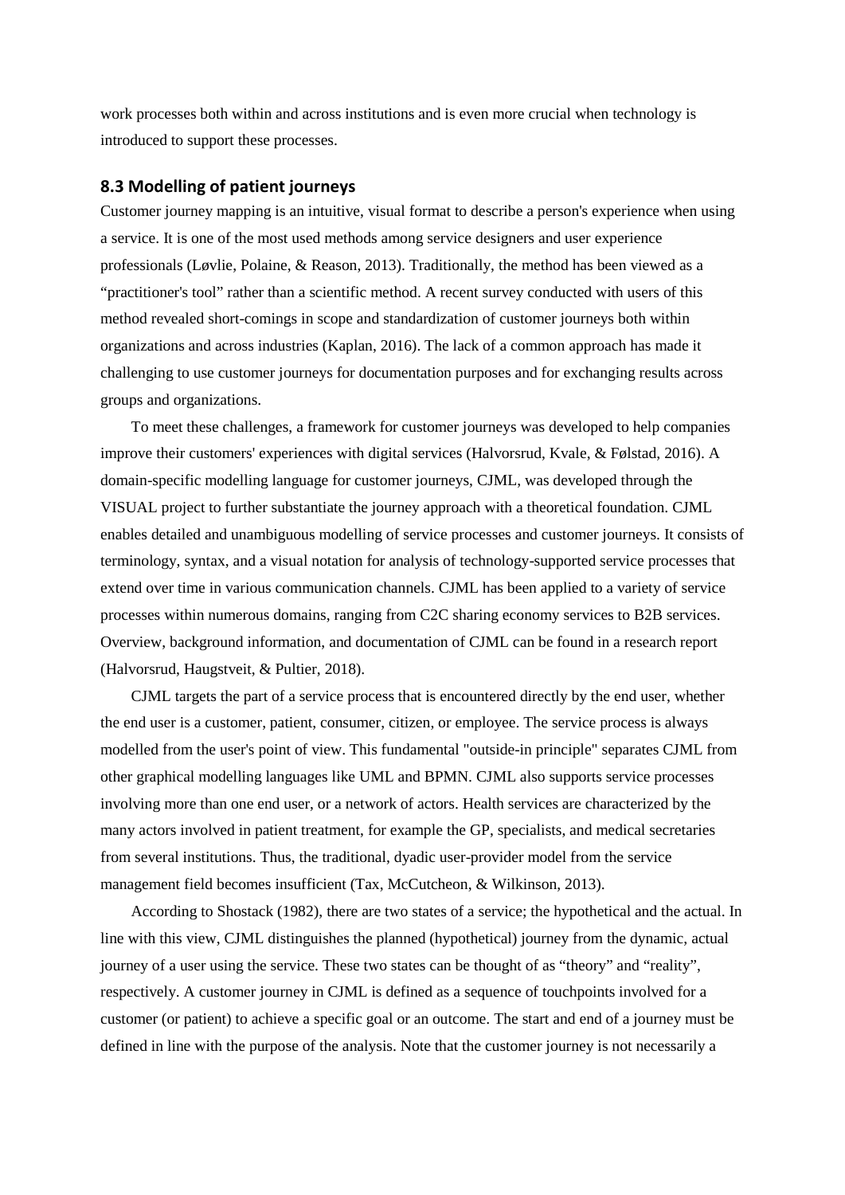work processes both within and across institutions and is even more crucial when technology is introduced to support these processes.

### 8.3 Modelling of patient journeys

Customer journey mapping is an intuitive, visual format to describe a person's experience when using a service. It is one of the most used methods among service designers and user experience professionals (Løvlie, Polaine, & Reason, 2013). Traditionally, the method has been viewed as a "practitioner's tool" rather than a scientific method. A recent survey conducted with users of this method revealed short-comings in scope and standardization of customer journeys both within organizations and across industries (Kaplan, 2016). The lack of a common approach has made it challenging to use customer journeys for documentation purposes and for exchanging results across groups and organizations.

To meet these challenges, a framework for customer journeys was developed to help companies improve their customers' experiences with digital services (Halvorsrud, Kvale, & Følstad, 2016). A domain-specific modelling language for customer journeys, CJML, was developed through the VISUAL project to further substantiate the journey approach with a theoretical foundation. CJML enables detailed and unambiguous modelling of service processes and customer journeys. It consists of terminology, syntax, and a visual notation for analysis of technology-supported service processes that extend over time in various communication channels. CJML has been applied to a variety of service processes within numerous domains, ranging from C2C sharing economy services to B2B services. Overview, background information, and documentation of CJML can be found in a research report (Halvorsrud, Haugstveit, & Pultier, 2018).

CJML targets the part of a service process that is encountered directly by the end user, whether the end user is a customer, patient, consumer, citizen, or employee. The service process is always modelled from the user's point of view. This fundamental "outside-in principle" separates CJML from other graphical modelling languages like UML and BPMN. CJML also supports service processes involving more than one end user, or a network of actors. Health services are characterized by the many actors involved in patient treatment, for example the GP, specialists, and medical secretaries from several institutions. Thus, the traditional, dyadic user-provider model from the service management field becomes insufficient (Tax, McCutcheon, & Wilkinson, 2013).

According to Shostack (1982), there are two states of a service; the hypothetical and the actual. In line with this view, CJML distinguishes the planned (hypothetical) journey from the dynamic, actual journey of a user using the service. These two states can be thought of as "theory" and "reality", respectively. A customer journey in CJML is defined as a sequence of touchpoints involved for a customer (or patient) to achieve a specific goal or an outcome. The start and end of a journey must be defined in line with the purpose of the analysis. Note that the customer journey is not necessarily a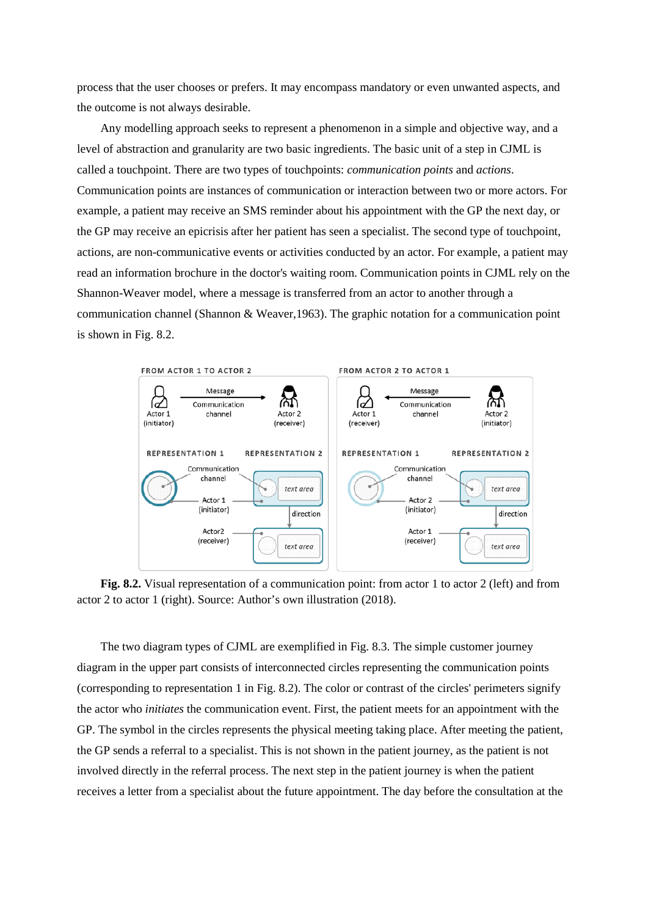process that the user chooses or prefers. It may encompass mandatory or even unwanted aspects, and the outcome is not always desirable.

Any modelling approach seeks to represent a phenomenon in a simple and objective way, and a level of abstraction and granularity are two basic ingredients. The basic unit of a step in CJML is called a touchpoint. There are two types of touchpoints: *communication points* and *actions*. Communication points are instances of communication or interaction between two or more actors. For example, a patient may receive an SMS reminder about his appointment with the GP the next day, or the GP may receive an epicrisis after her patient has seen a specialist. The second type of touchpoint, actions, are non-communicative events or activities conducted by an actor. For example, a patient may read an information brochure in the doctor's waiting room. Communication points in CJML rely on the Shannon-Weaver model, where a message is transferred from an actor to another through a communication channel (Shannon & Weaver,1963). The graphic notation for a communication point is shown in Fig. 8.2.

**Fig. 8.2.** Visual representation of a communication point: from actor 1 to actor 2 (left) and from actor 2 to actor 1 (right). Source: Author's own illustration (2018).

The two diagram types of CJML are exemplified in Fig. 8.3. The simple customer journey diagram in the upper part consists of interconnected circles representing the communication points (corresponding to representation 1 in Fig. 8.2). The color or contrast of the circles' perimeters signify the actor who *initiates* the communication event. First, the patient meets for an appointment with the GP. The symbol in the circles represents the physical meeting taking place. After meeting the patient, the GP sends a referral to a specialist. This is not shown in the patient journey, as the patient is not involved directly in the referral process. The next step in the patient journey is when the patient receives a letter from a specialist about the future appointment. The day before the consultation at the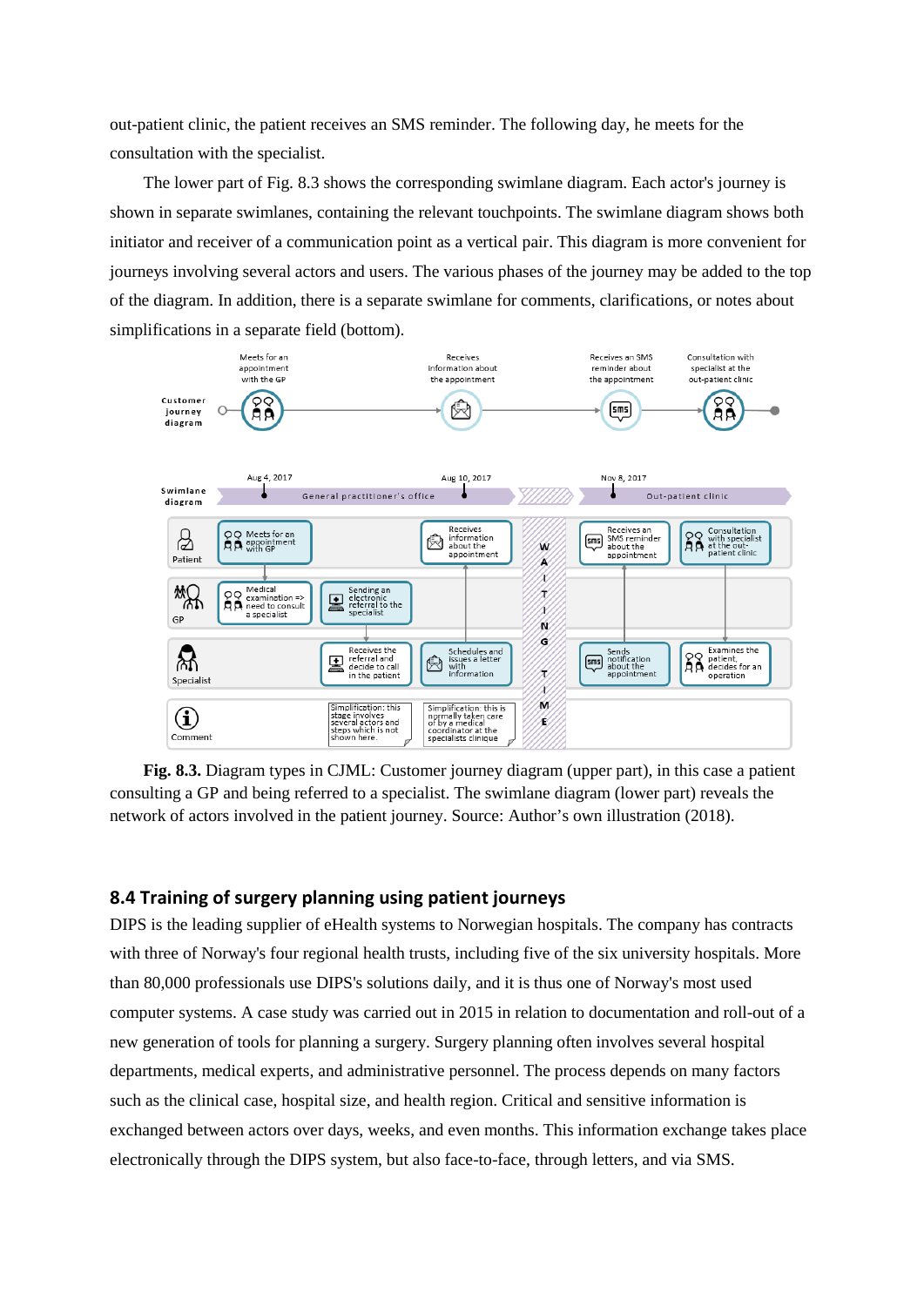out-patient clinic, the patient receives an SMS reminder. The following day, he meets for the consultation with the specialist.

The lower part of Fig. 8.3 shows the corresponding swimlane diagram. Each actor's journey is shown in separate swimlanes, containing the relevant touchpoints. The swimlane diagram shows both initiator and receiver of a communication point as a vertical pair. This diagram is more convenient for journeys involving several actors and users. The various phases of the journey may be added to the top of the diagram. In addition, there is a separate swimlane for comments, clarifications, or notes about simplifications in a separate field (bottom).

**Fig. 8.3.** Diagram types in CJML: Customer journey diagram (upper part), in this case a patient consulting a GP and being referred to a specialist. The swimlane diagram (lower part) reveals the network of actors involved in the patient journey. Source: Author's own illustration (2018).

## 8.4 Training of surgery planning using patient journeys

DIPS is the leading supplier of eHealth systems to Norwegian hospitals. The company has contracts with three of Norway's four regional health trusts, including five of the six university hospitals. More than 80,000 professionals use DIPS's solutions daily, and it is thus one of Norway's most used computer systems. A case study was carried out in 2015 in relation to documentation and roll-out of a new generation of tools for planning a surgery. Surgery planning often involves several hospital departments, medical experts, and administrative personnel. The process depends on many factors such as the clinical case, hospital size, and health region. Critical and sensitive information is exchanged between actors over days, weeks, and even months. This information exchange takes place electronically through the DIPS system, but also face-to-face, through letters, and via SMS.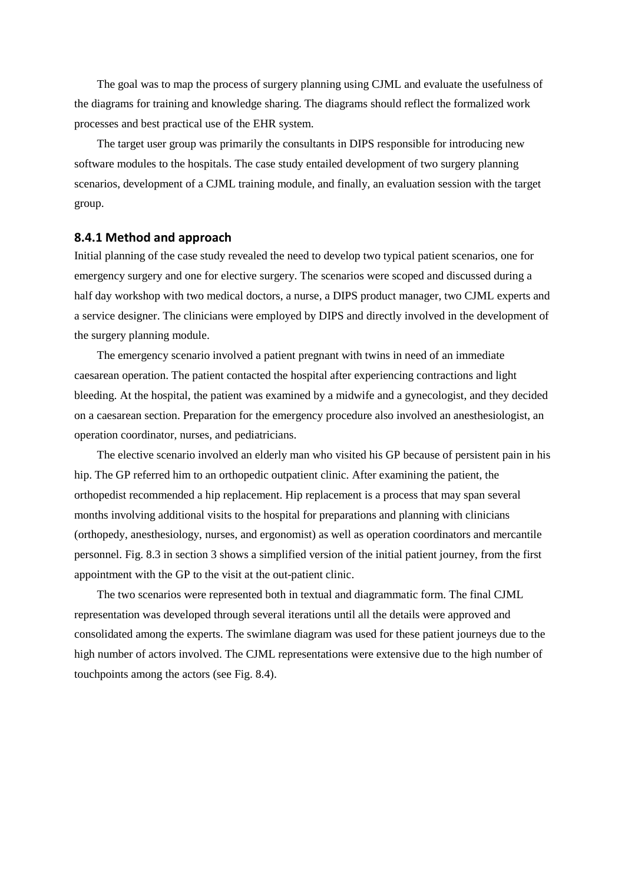The goal was to map the process of surgery planning using CJML and evaluate the usefulness of the diagrams for training and knowledge sharing. The diagrams should reflect the formalized work processes and best practical use of the EHR system.

The target user group was primarily the consultants in DIPS responsible for introducing new software modules to the hospitals. The case study entailed development of two surgery planning scenarios, development of a CJML training module, and finally, an evaluation session with the target group.

### 8.4.1 Method and approach

Initial planning of the case study revealed the need to develop two typical patient scenarios, one for emergency surgery and one for elective surgery. The scenarios were scoped and discussed during a half day workshop with two medical doctors, a nurse, a DIPS product manager, two CJML experts and a service designer. The clinicians were employed by DIPS and directly involved in the development of the surgery planning module.

The emergency scenario involved a patient pregnant with twins in need of an immediate caesarean operation. The patient contacted the hospital after experiencing contractions and light bleeding. At the hospital, the patient was examined by a midwife and a gynecologist, and they decided on a caesarean section. Preparation for the emergency procedure also involved an anesthesiologist, an operation coordinator, nurses, and pediatricians.

The elective scenario involved an elderly man who visited his GP because of persistent pain in his hip. The GP referred him to an orthopedic outpatient clinic. After examining the patient, the orthopedist recommended a hip replacement. Hip replacement is a process that may span several months involving additional visits to the hospital for preparations and planning with clinicians (orthopedy, anesthesiology, nurses, and ergonomist) as well as operation coordinators and mercantile personnel. Fig. 8.3 in section 3 shows a simplified version of the initial patient journey, from the first appointment with the GP to the visit at the out-patient clinic.

The two scenarios were represented both in textual and diagrammatic form. The final CJML representation was developed through several iterations until all the details were approved and consolidated among the experts. The swimlane diagram was used for these patient journeys due to the high number of actors involved. The CJML representations were extensive due to the high number of touchpoints among the actors (see Fig. 8.4).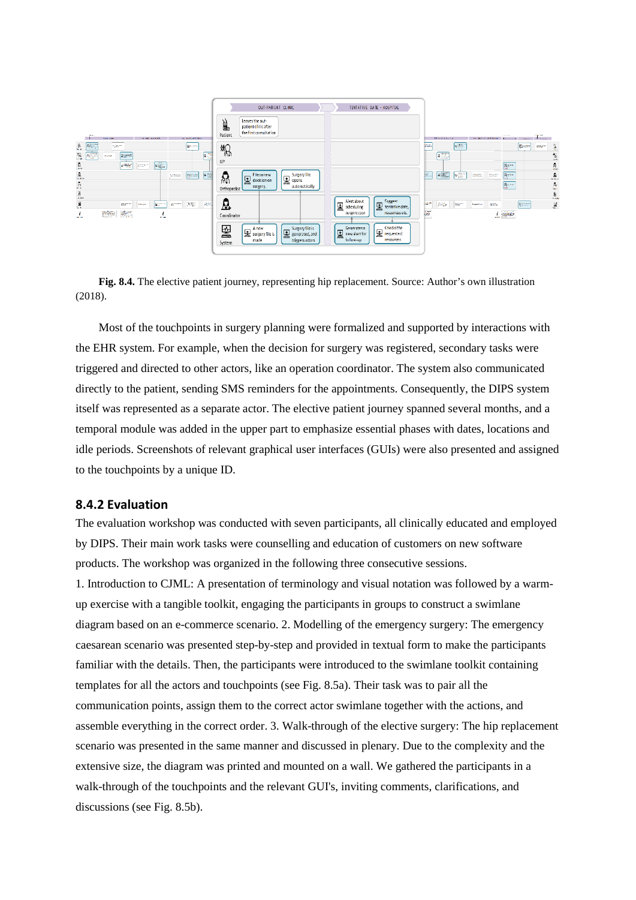**Fig. 8.4.** The elective patient journey, representing hip replacement. Source: Author's own illustration (2018).

Most of the touchpoints in surgery planning were formalized and supported by interactions with the EHR system. For example, when the decision for surgery was registered, secondary tasks were triggered and directed to other actors, like an operation coordinator. The system also communicated directly to the patient, sending SMS reminders for the appointments. Consequently, the DIPS system itself was represented as a separate actor. The elective patient journey spanned several months, and a temporal module was added in the upper part to emphasize essential phases with dates, locations and idle periods. Screenshots of relevant graphical user interfaces (GUIs) were also presented and assigned to the touchpoints by a unique ID.

### 8.4.2 Evaluation

The evaluation workshop was conducted with seven participants, all clinically educated and employed by DIPS. Their main work tasks were counselling and education of customers on new software products. The workshop was organized in the following three consecutive sessions.

1. Introduction to CJML: A presentation of terminology and visual notation was followed by a warm-up exercise with a tangible toolkit, engaging the participants in groups to construct a swimlane diagram based on an e-commerce scenario. 2. Modelling of the emergency surgery: The emergency caesarean scenario was presented step-by-step and provided in textual form to make the participants familiar with the details. Then, the participants were introduced to the swimlane toolkit containing templates for all the actors and touchpoints (see Fig. 8.5a). Their task was to pair all the communication points, assign them to the correct actor swimlane together with the actions, and assemble everything in the correct order. 3. Walk-through of the elective surgery: The hip replacement scenario was presented in the same manner and discussed in plenary. Due to the complexity and the extensive size, the diagram was printed and mounted on a wall. We gathered the participants in a walk-through of the touchpoints and the relevant GUI's, inviting comments, clarifications, and discussions (see Fig. 8.5b).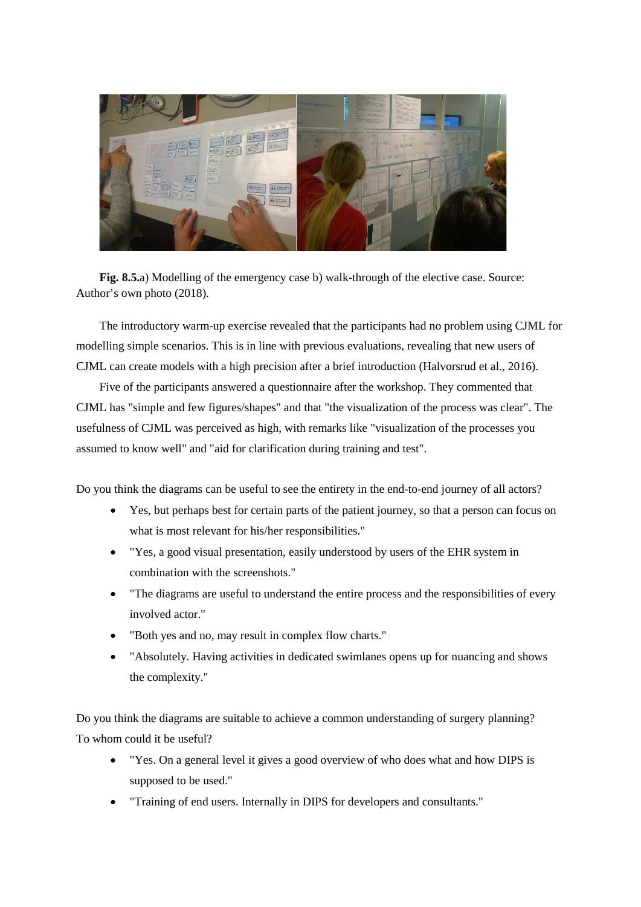**Fig. 8.5.** a) Modelling of the emergency case b) walk-through of the elective case. Source: Author's own photo (2018).

The introductory warm-up exercise revealed that the participants had no problem using CJML for modelling simple scenarios. This is in line with previous evaluations, revealing that new users of CJML can create models with a high precision after a brief introduction (Halvorsrud et al., 2016).

Five of the participants answered a questionnaire after the workshop. They commented that CJML has "simple and few figures/shapes" and that "the visualization of the process was clear". The usefulness of CJML was perceived as high, with remarks like "visualization of the processes you assumed to know well" and "aid for clarification during training and test".

Do you think the diagrams can be useful to see the entirety in the end-to-end journey of all actors?

- Yes, but perhaps best for certain parts of the patient journey, so that a person can focus on what is most relevant for his/her responsibilities."
- "Yes, a good visual presentation, easily understood by users of the EHR system in combination with the screenshots."
- "The diagrams are useful to understand the entire process and the responsibilities of every involved actor."
- "Both yes and no, may result in complex flow charts."
- "Absolutely. Having activities in dedicated swimlanes opens up for nuancing and shows the complexity."

Do you think the diagrams are suitable to achieve a common understanding of surgery planning? To whom could it be useful?

- "Yes. On a general level it gives a good overview of who does what and how DIPS is supposed to be used."
- "Training of end users. Internally in DIPS for developers and consultants."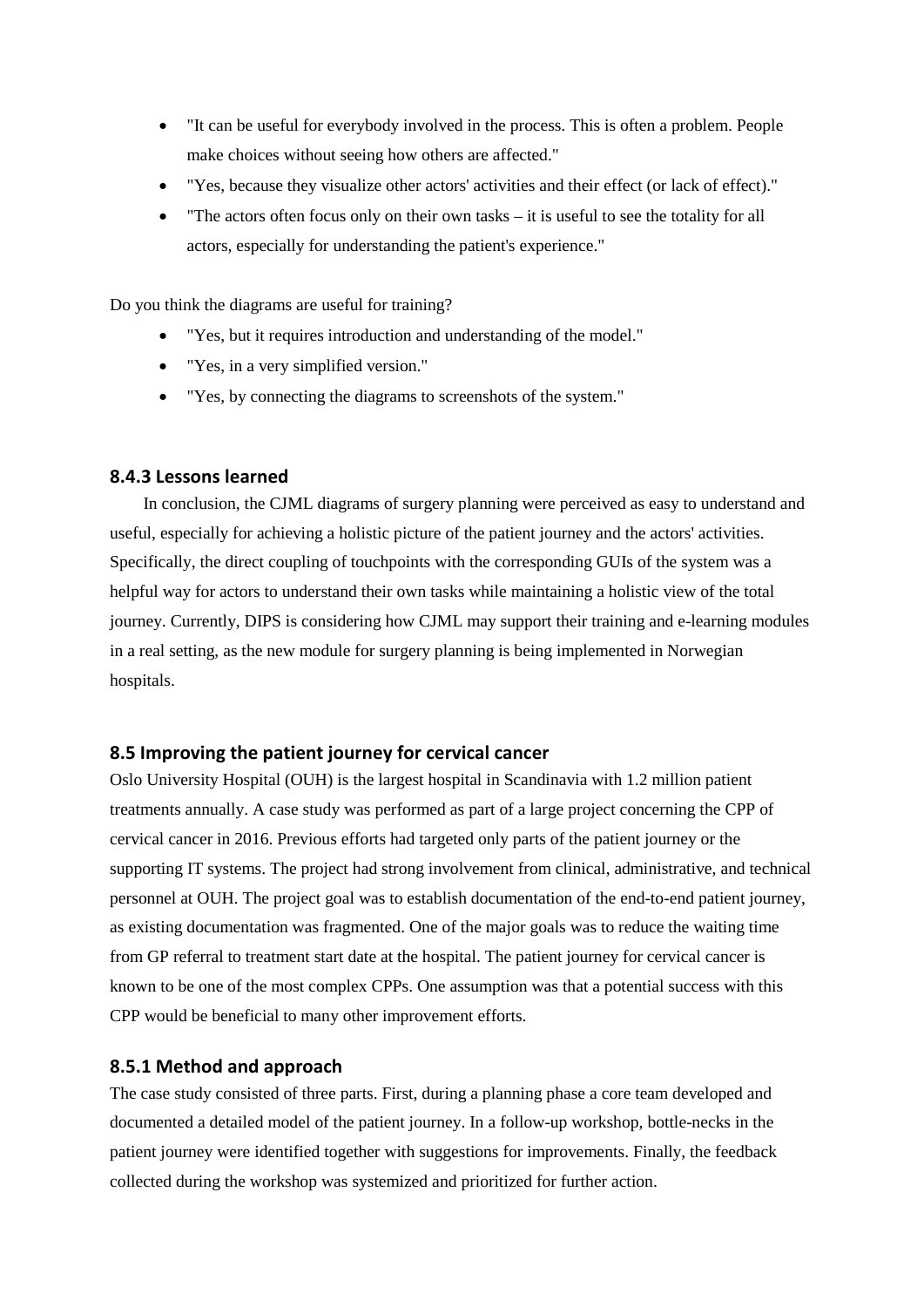- "It can be useful for everybody involved in the process. This is often a problem. People make choices without seeing how others are affected."
- "Yes, because they visualize other actors' activities and their effect (or lack of effect)."
- "The actors often focus only on their own tasks – it is useful to see the totality for all actors, especially for understanding the patient's experience."

Do you think the diagrams are useful for training?

- "Yes, but it requires introduction and understanding of the model."
- "Yes, in a very simplified version."
- "Yes, by connecting the diagrams to screenshots of the system."

### 8.4.3 Lessons learned

In conclusion, the CJML diagrams of surgery planning were perceived as easy to understand and useful, especially for achieving a holistic picture of the patient journey and the actors' activities. Specifically, the direct coupling of touchpoints with the corresponding GUIs of the system was a helpful way for actors to understand their own tasks while maintaining a holistic view of the total journey. Currently, DIPS is considering how CJML may support their training and e-learning modules in a real setting, as the new module for surgery planning is being implemented in Norwegian hospitals.

## 8.5 Improving the patient journey for cervical cancer

Oslo University Hospital (OUH) is the largest hospital in Scandinavia with 1.2 million patient treatments annually. A case study was performed as part of a large project concerning the CPP of cervical cancer in 2016. Previous efforts had targeted only parts of the patient journey or the supporting IT systems. The project had strong involvement from clinical, administrative, and technical personnel at OUH. The project goal was to establish documentation of the end-to-end patient journey, as existing documentation was fragmented. One of the major goals was to reduce the waiting time from GP referral to treatment start date at the hospital. The patient journey for cervical cancer is known to be one of the most complex CPPs. One assumption was that a potential success with this CPP would be beneficial to many other improvement efforts.

### 8.5.1 Method and approach

The case study consisted of three parts. First, during a planning phase a core team developed and documented a detailed model of the patient journey. In a follow-up workshop, bottle-necks in the patient journey were identified together with suggestions for improvements. Finally, the feedback collected during the workshop was systemized and prioritized for further action.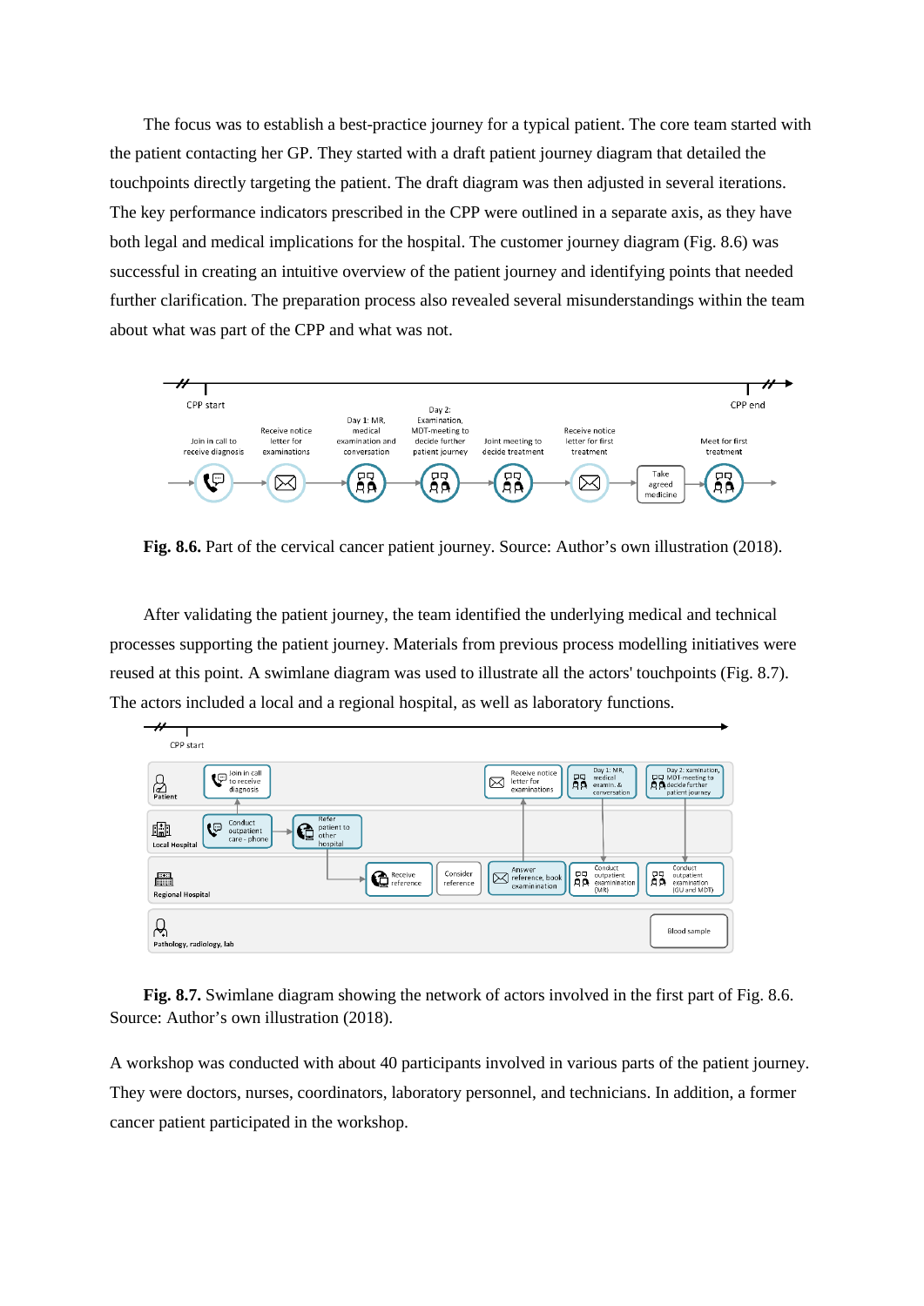The focus was to establish a best-practice journey for a typical patient. The core team started with the patient contacting her GP. They started with a draft patient journey diagram that detailed the touchpoints directly targeting the patient. The draft diagram was then adjusted in several iterations. The key performance indicators prescribed in the CPP were outlined in a separate axis, as they have both legal and medical implications for the hospital. The customer journey diagram (Fig. 8.6) was successful in creating an intuitive overview of the patient journey and identifying points that needed further clarification. The preparation process also revealed several misunderstandings within the team about what was part of the CPP and what was not.

**Fig. 8.6.** Part of the cervical cancer patient journey. Source: Author's own illustration (2018).

After validating the patient journey, the team identified the underlying medical and technical processes supporting the patient journey. Materials from previous process modelling initiatives were reused at this point. A swimlane diagram was used to illustrate all the actors' touchpoints (Fig. 8.7). The actors included a local and a regional hospital, as well as laboratory functions.

**Fig. 8.7.** Swimlane diagram showing the network of actors involved in the first part of Fig. 8.6. Source: Author's own illustration (2018).

A workshop was conducted with about 40 participants involved in various parts of the patient journey. They were doctors, nurses, coordinators, laboratory personnel, and technicians. In addition, a former cancer patient participated in the workshop.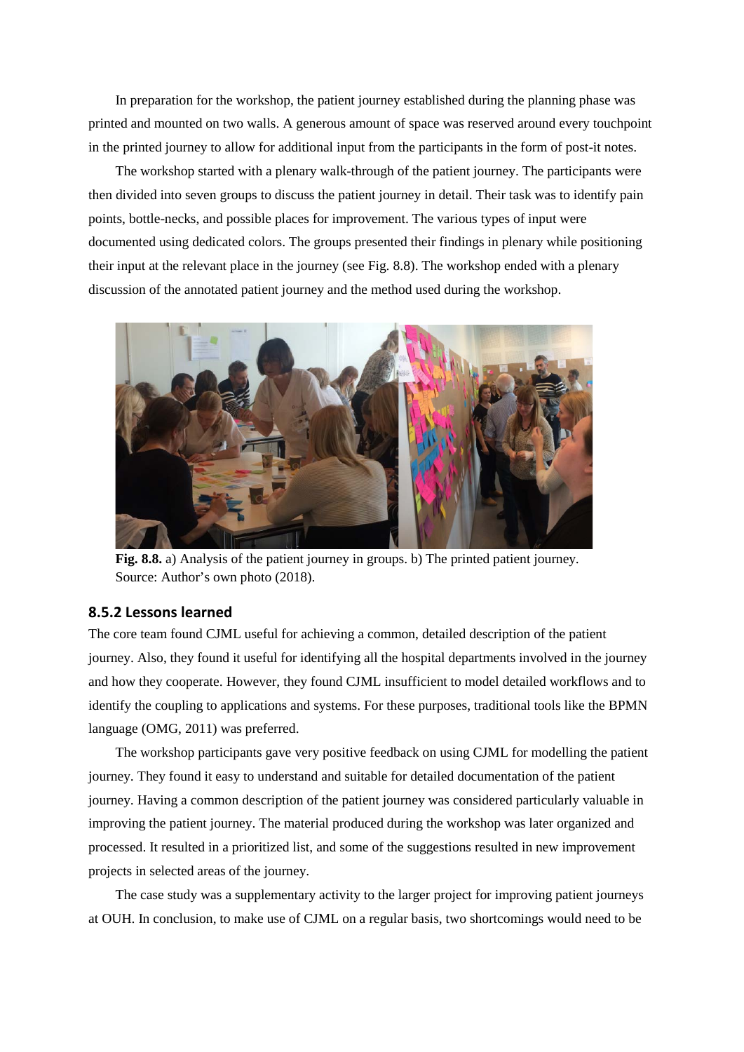In preparation for the workshop, the patient journey established during the planning phase was printed and mounted on two walls. A generous amount of space was reserved around every touchpoint in the printed journey to allow for additional input from the participants in the form of post-it notes.

The workshop started with a plenary walk-through of the patient journey. The participants were then divided into seven groups to discuss the patient journey in detail. Their task was to identify pain points, bottle-necks, and possible places for improvement. The various types of input were documented using dedicated colors. The groups presented their findings in plenary while positioning their input at the relevant place in the journey (see Fig. 8.8). The workshop ended with a plenary discussion of the annotated patient journey and the method used during the workshop.

**Fig. 8.8.** a) Analysis of the patient journey in groups. b) The printed patient journey. Source: Author's own photo (2018).

### 8.5.2 Lessons learned

The core team found CJML useful for achieving a common, detailed description of the patient journey. Also, they found it useful for identifying all the hospital departments involved in the journey and how they cooperate. However, they found CJML insufficient to model detailed workflows and to identify the coupling to applications and systems. For these purposes, traditional tools like the BPMN language (OMG, 2011) was preferred.

The workshop participants gave very positive feedback on using CJML for modelling the patient journey. They found it easy to understand and suitable for detailed documentation of the patient journey. Having a common description of the patient journey was considered particularly valuable in improving the patient journey. The material produced during the workshop was later organized and processed. It resulted in a prioritized list, and some of the suggestions resulted in new improvement projects in selected areas of the journey.

The case study was a supplementary activity to the larger project for improving patient journeys at OUH. In conclusion, to make use of CJML on a regular basis, two shortcomings would need to be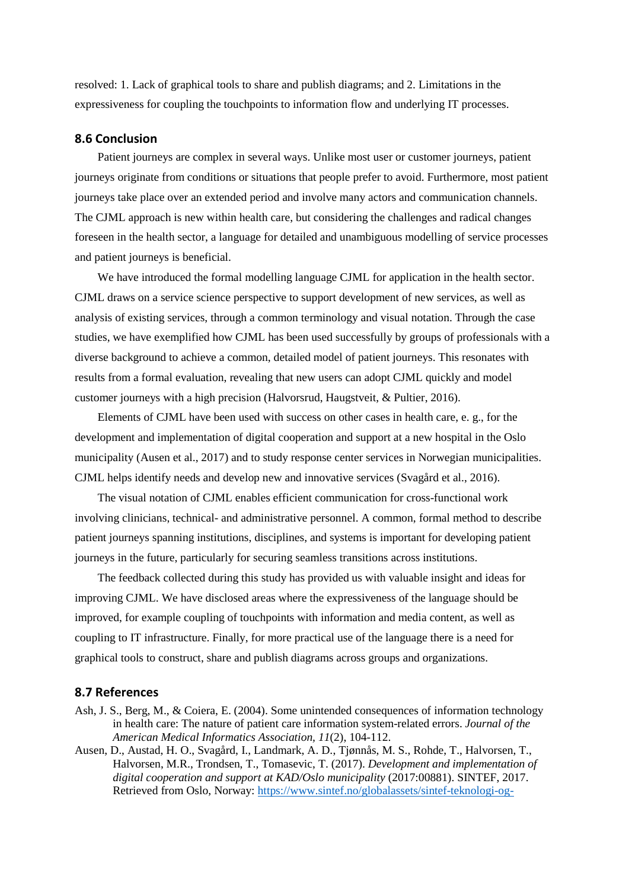resolved: 1. Lack of graphical tools to share and publish diagrams; and 2. Limitations in the expressiveness for coupling the touchpoints to information flow and underlying IT processes.

## 8.6 Conclusion

Patient journeys are complex in several ways. Unlike most user or customer journeys, patient journeys originate from conditions or situations that people prefer to avoid. Furthermore, most patient journeys take place over an extended period and involve many actors and communication channels. The CJML approach is new within health care, but considering the challenges and radical changes foreseen in the health sector, a language for detailed and unambiguous modelling of service processes and patient journeys is beneficial.

We have introduced the formal modelling language CJML for application in the health sector. CJML draws on a service science perspective to support development of new services, as well as analysis of existing services, through a common terminology and visual notation. Through the case studies, we have exemplified how CJML has been used successfully by groups of professionals with a diverse background to achieve a common, detailed model of patient journeys. This resonates with results from a formal evaluation, revealing that new users can adopt CJML quickly and model customer journeys with a high precision (Halvorsrud, Haugstveit, & Pultier, 2016).

Elements of CJML have been used with success on other cases in health care, e. g., for the development and implementation of digital cooperation and support at a new hospital in the Oslo municipality (Ausen et al., 2017) and to study response center services in Norwegian municipalities. CJML helps identify needs and develop new and innovative services (Svagård et al., 2016).

The visual notation of CJML enables efficient communication for cross-functional work involving clinicians, technical- and administrative personnel. A common, formal method to describe patient journeys spanning institutions, disciplines, and systems is important for developing patient journeys in the future, particularly for securing seamless transitions across institutions.

The feedback collected during this study has provided us with valuable insight and ideas for improving CJML. We have disclosed areas where the expressiveness of the language should be improved, for example coupling of touchpoints with information and media content, as well as coupling to IT infrastructure. Finally, for more practical use of the language there is a need for graphical tools to construct, share and publish diagrams across groups and organizations.

## 8.7 References

Ash, J. S., Berg, M., & Coiera, E. (2004). Some unintended consequences of information technology in health care: The nature of patient care information system-related errors. *Journal of the American Medical Informatics Association, 11*(2), 104-112.

Ausen, D., Austad, H. O., Svagård, I., Landmark, A. D., Tjønnås, M. S., Rohde, T., Halvorsen, T., Halvorsen, M.R., Trondsen, T., Tomasevic, T. (2017). *Development and implementation of digital cooperation and support at KAD/Oslo municipality* (2017:00881). SINTEF, 2017. Retrieved from Oslo, Norway: https://www.sintef.no/globalassets/sintef-teknologi-og-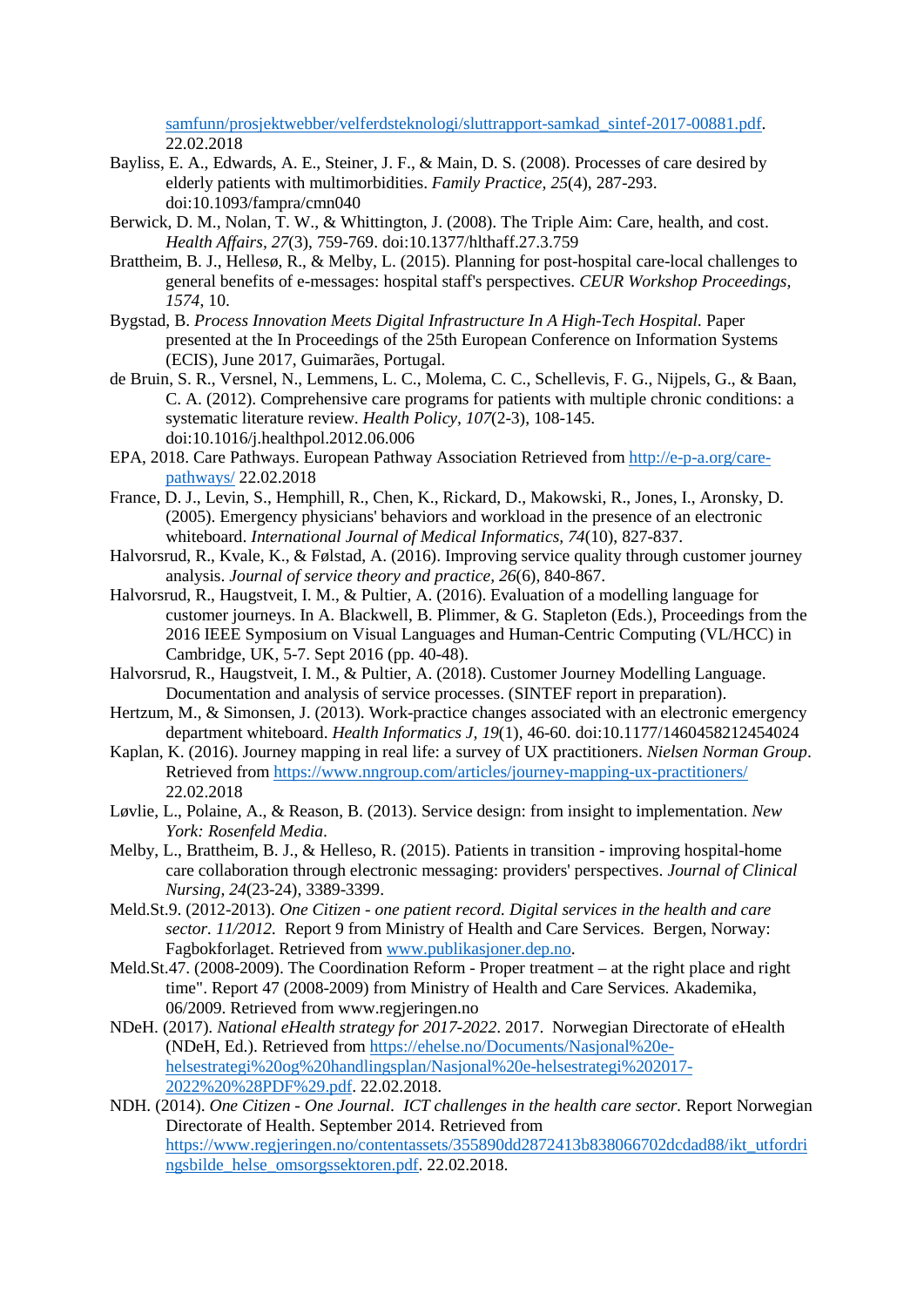samfunn/prosjektwebber/velferdsteknologi/sluttrapport-samkad_sintef-2017-00881.pdf. 22.02.2018

Bayliss, E. A., Edwards, A. E., Steiner, J. F., & Main, D. S. (2008). Processes of care desired by elderly patients with multimorbidities. *Family Practice, 25*(4), 287-293. doi:10.1093/fampra/cmn040

Berwick, D. M., Nolan, T. W., & Whittington, J. (2008). The Triple Aim: Care, health, and cost. *Health Affairs, 27*(3), 759-769. doi:10.1377/hlthaff.27.3.759

Brattheim, B. J., Hellesø, R., & Melby, L. (2015). Planning for post-hospital care-local challenges to general benefits of e-messages: hospital staff's perspectives. *CEUR Workshop Proceedings, 1574*, 10.

Bygstad, B. *Process Innovation Meets Digital Infrastructure In A High-Tech Hospital.* Paper presented at the In Proceedings of the 25th European Conference on Information Systems (ECIS), June 2017, Guimarães, Portugal.

de Bruin, S. R., Versnel, N., Lemmens, L. C., Molema, C. C., Schellevis, F. G., Nijpels, G., & Baan, C. A. (2012). Comprehensive care programs for patients with multiple chronic conditions: a systematic literature review. *Health Policy, 107*(2-3), 108-145. doi:10.1016/j.healthpol.2012.06.006

EPA, 2018. Care Pathways. European Pathway Association Retrieved from http://e-p-a.org/care-pathways/ 22.02.2018

France, D. J., Levin, S., Hemphill, R., Chen, K., Rickard, D., Makowski, R., Jones, I., Aronsky, D. (2005). Emergency physicians' behaviors and workload in the presence of an electronic whiteboard. *International Journal of Medical Informatics, 74*(10), 827-837.

Halvorsrud, R., Kvale, K., & Følstad, A. (2016). Improving service quality through customer journey analysis. *Journal of service theory and practice, 26*(6), 840-867.

Halvorsrud, R., Haugstveit, I. M., & Pultier, A. (2016). Evaluation of a modelling language for customer journeys. In A. Blackwell, B. Plimmer, & G. Stapleton (Eds.), Proceedings from the 2016 IEEE Symposium on Visual Languages and Human-Centric Computing (VL/HCC) in Cambridge, UK, 5-7. Sept 2016 (pp. 40-48).

Halvorsrud, R., Haugstveit, I. M., & Pultier, A. (2018). Customer Journey Modelling Language. Documentation and analysis of service processes. (SINTEF report in preparation).

Hertzum, M., & Simonsen, J. (2013). Work-practice changes associated with an electronic emergency department whiteboard. *Health Informatics J, 19*(1), 46-60. doi:10.1177/1460458212454024

Kaplan, K. (2016). Journey mapping in real life: a survey of UX practitioners. *Nielsen Norman Group*. Retrieved from https://www.nngroup.com/articles/journey-mapping-ux-practitioners/ 22.02.2018

Løvlie, L., Polaine, A., & Reason, B. (2013). Service design: from insight to implementation. *New York: Rosenfeld Media*.

Melby, L., Brattheim, B. J., & Helleso, R. (2015). Patients in transition - improving hospital-home care collaboration through electronic messaging: providers' perspectives. *Journal of Clinical Nursing, 24*(23-24), 3389-3399.

Meld.St.9. (2012-2013). *One Citizen - one patient record. Digital services in the health and care sector. 11/2012.* Report 9 from Ministry of Health and Care Services. Bergen, Norway: Fagbokforlaget. Retrieved from www.publikasjoner.dep.no.

Meld.St.47. (2008-2009). The Coordination Reform - Proper treatment – at the right place and right time". Report 47 (2008-2009) from Ministry of Health and Care Services. Akademika, 06/2009. Retrieved from www.regjeringen.no

NDeH. (2017). *National eHealth strategy for 2017-2022*. 2017. Norwegian Directorate of eHealth (NDeH, Ed.). Retrieved from https://ehelse.no/Documents/Nasjonal%20e-helsestrategi%20og%20handlingsplan/Nasjonal%20e-helsestrategi%202017-2022%20%28PDF%29.pdf. 22.02.2018.

NDH. (2014). *One Citizen - One Journal. ICT challenges in the health care sector*. Report Norwegian Directorate of Health. September 2014. Retrieved from https://www.regjeringen.no/contentassets/355890dd2872413b838066702dcdad88/ikt_utfordringsbilde_helse_omsorgssektoren.pdf. 22.02.2018.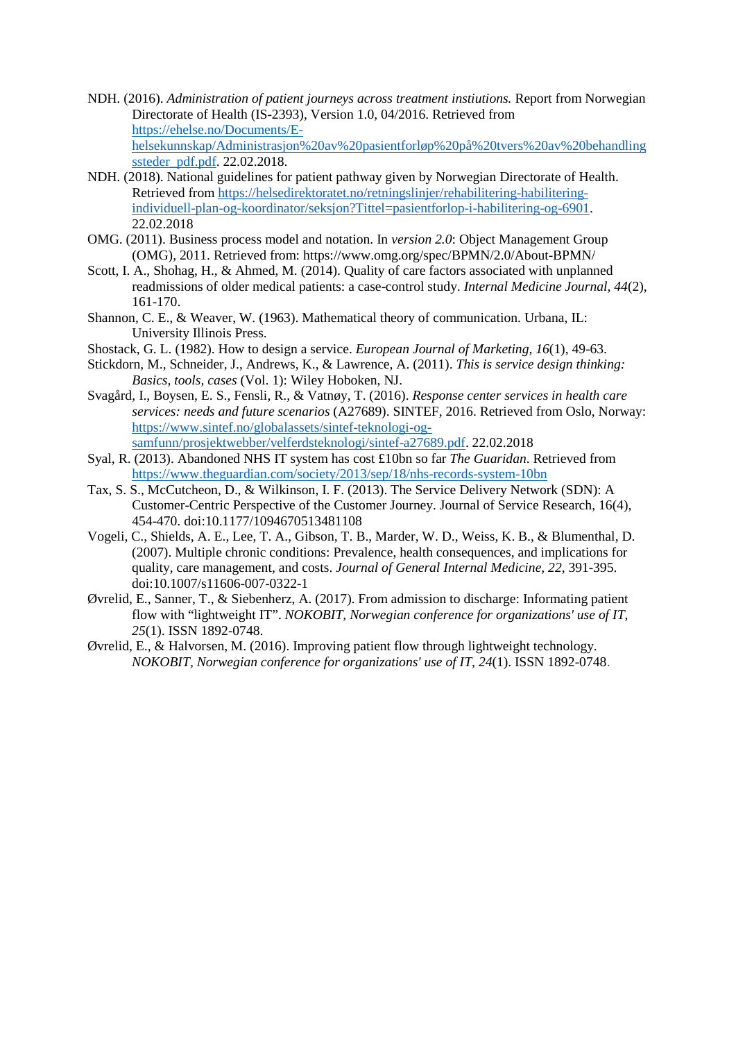NDH. (2016). *Administration of patient journeys across treatment instiutions.* Report from Norwegian Directorate of Health (IS-2393), Version 1.0, 04/2016. Retrieved from https://ehelse.no/Documents/E-helsekunnskap/Administrasjon%20av%20pasientforløp%20på%20tvers%20av%20behandlingssteder_pdf.pdf. 22.02.2018.

NDH. (2018). National guidelines for patient pathway given by Norwegian Directorate of Health. Retrieved from https://helsedirektoratet.no/retningslinjer/rehabilitering-habilitering-individuell-plan-og-koordinator/seksjon?Tittel=pasientforlop-i-habilitering-og-6901. 22.02.2018

OMG. (2011). Business process model and notation. In *version 2.0*: Object Management Group (OMG), 2011. Retrieved from: https://www.omg.org/spec/BPMN/2.0/About-BPMN/

Scott, I. A., Shohag, H., & Ahmed, M. (2014). Quality of care factors associated with unplanned readmissions of older medical patients: a case-control study. *Internal Medicine Journal, 44*(2), 161-170.

Shannon, C. E., & Weaver, W. (1963). Mathematical theory of communication. Urbana, IL: University Illinois Press.

Shostack, G. L. (1982). How to design a service. *European Journal of Marketing, 16*(1), 49-63.

Stickdorn, M., Schneider, J., Andrews, K., & Lawrence, A. (2011). *This is service design thinking: Basics, tools, cases* (Vol. 1): Wiley Hoboken, NJ.

Svagård, I., Boysen, E. S., Fensli, R., & Vatnøy, T. (2016). *Response center services in health care services: needs and future scenarios* (A27689). SINTEF, 2016. Retrieved from Oslo, Norway: https://www.sintef.no/globalassets/sintef-teknologi-og-samfunn/prosjektwebber/velferdsteknologi/sintef-a27689.pdf. 22.02.2018

Syal, R. (2013). Abandoned NHS IT system has cost £10bn so far *The Guaridan*. Retrieved from https://www.theguardian.com/society/2013/sep/18/nhs-records-system-10bn

Tax, S. S., McCutcheon, D., & Wilkinson, I. F. (2013). The Service Delivery Network (SDN): A Customer-Centric Perspective of the Customer Journey. Journal of Service Research, 16(4), 454-470. doi:10.1177/1094670513481108

Vogeli, C., Shields, A. E., Lee, T. A., Gibson, T. B., Marder, W. D., Weiss, K. B., & Blumenthal, D. (2007). Multiple chronic conditions: Prevalence, health consequences, and implications for quality, care management, and costs. *Journal of General Internal Medicine, 22*, 391-395. doi:10.1007/s11606-007-0322-1

Øvrelid, E., Sanner, T., & Siebenherz, A. (2017). From admission to discharge: Informating patient flow with "lightweight IT". *NOKOBIT, Norwegian conference for organizations' use of IT, 25*(1). ISSN 1892-0748.

Øvrelid, E., & Halvorsen, M. (2016). Improving patient flow through lightweight technology. *NOKOBIT, Norwegian conference for organizations' use of IT, 24*(1). ISSN 1892-0748.